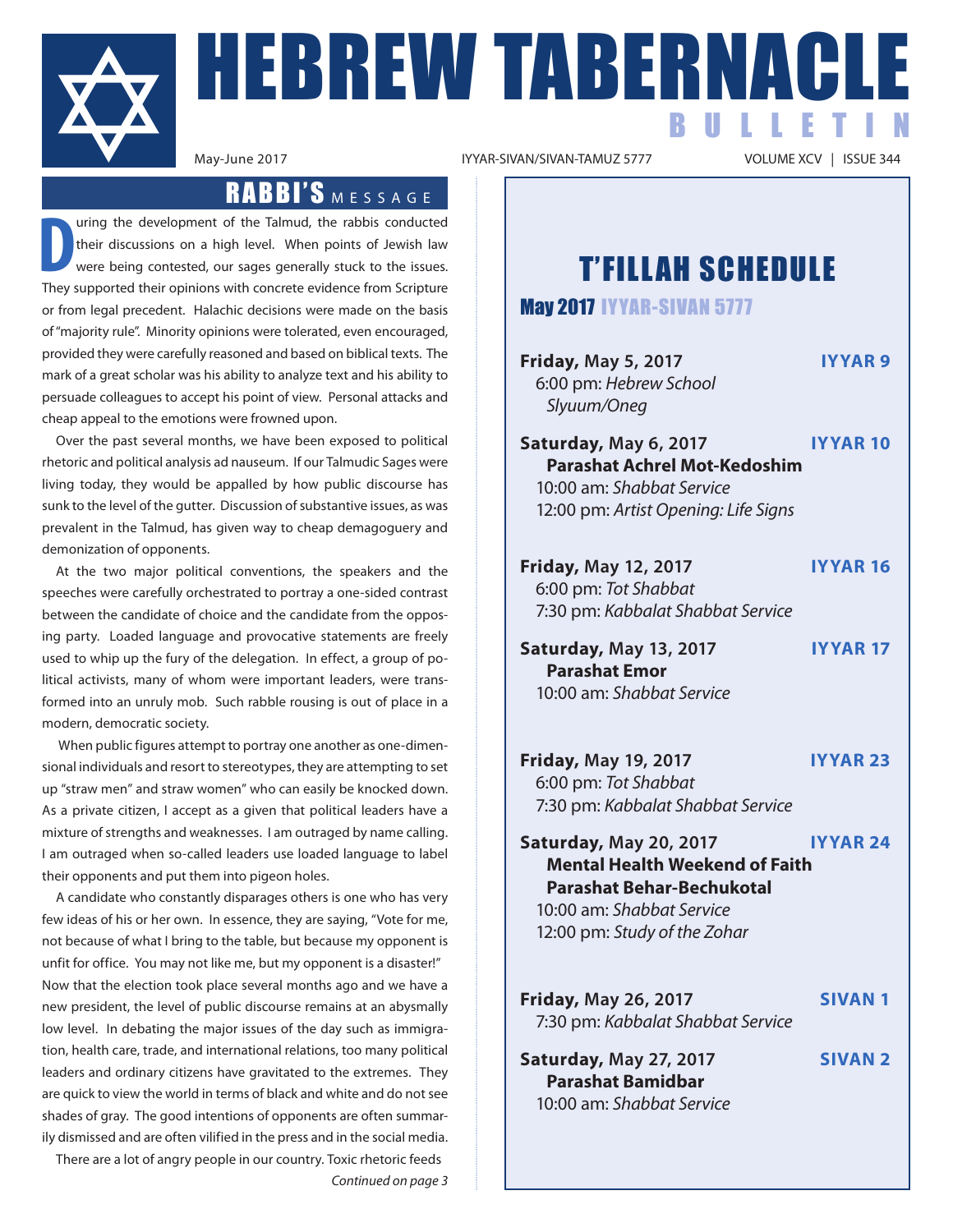# HEBREW TABERNACLE BULLETIN

May-June 2017 | IYYAR-SIVAN/SIVAN-TAMUZ 5777 | VOLUME XCV | ISSUE 344

## RABBI'S MESSAGE

During the development of the Talmud, the rabbis conducted their discussions on a high level. When points of Jewish law were being contested, our sages generally stuck to the issues. They supported their opinions with concrete evidence from Scripture or from legal precedent. Halachic decisions were made on the basis of "majority rule". Minority opinions were tolerated, even encouraged, provided they were carefully reasoned and based on biblical texts. The mark of a great scholar was his ability to analyze text and his ability to persuade colleagues to accept his point of view. Personal attacks and cheap appeal to the emotions were frowned upon.

Over the past several months, we have been exposed to political rhetoric and political analysis ad nauseum. If our Talmudic Sages were living today, they would be appalled by how public discourse has sunk to the level of the gutter. Discussion of substantive issues, as was prevalent in the Talmud, has given way to cheap demagoguery and demonization of opponents.

At the two major political conventions, the speakers and the speeches were carefully orchestrated to portray a one-sided contrast between the candidate of choice and the candidate from the opposing party. Loaded language and provocative statements are freely used to whip up the fury of the delegation. In effect, a group of political activists, many of whom were important leaders, were transformed into an unruly mob. Such rabble rousing is out of place in a modern, democratic society.

When public figures attempt to portray one another as one-dimensional individuals and resort to stereotypes, they are attempting to set up "straw men" and straw women" who can easily be knocked down. As a private citizen, I accept as a given that political leaders have a mixture of strengths and weaknesses. I am outraged by name calling. I am outraged when so-called leaders use loaded language to label their opponents and put them into pigeon holes.

A candidate who constantly disparages others is one who has very few ideas of his or her own. In essence, they are saying, "Vote for me, not because of what I bring to the table, but because my opponent is unfit for office. You may not like me, but my opponent is a disaster!" Now that the election took place several months ago and we have a new president, the level of public discourse remains at an abysmally low level. In debating the major issues of the day such as immigration, health care, trade, and international relations, too many political leaders and ordinary citizens have gravitated to the extremes. They are quick to view the world in terms of black and white and do not see shades of gray. The good intentions of opponents are often summarily dismissed and are often vilified in the press and in the social media.

There are a lot of angry people in our country. Toxic rhetoric feeds

*Continued on page 3*

## T'FILLAH SCHEDULE

### May 2017 IYYAR-SIVAN 5777

**Friday, May 5, 2017** — **IYYAR 9**
6:00 pm: *Hebrew School Slyuum/Oneg*

**Saturday, May 6, 2017** — **IYYAR 10**
**Parashat Achrel Mot-Kedoshim**
10:00 am: *Shabbat Service*
12:00 pm: *Artist Opening: Life Signs*

**Friday, May 12, 2017** — **IYYAR 16**
6:00 pm: *Tot Shabbat*
7:30 pm: *Kabbalat Shabbat Service*

**Saturday, May 13, 2017** — **IYYAR 17**
**Parashat Emor**
10:00 am: *Shabbat Service*

**Friday, May 19, 2017** — **IYYAR 23**
6:00 pm: *Tot Shabbat*
7:30 pm: *Kabbalat Shabbat Service*

**Saturday, May 20, 2017** — **IYYAR 24**
**Mental Health Weekend of Faith**
**Parashat Behar-Bechukotal**
10:00 am: *Shabbat Service*
12:00 pm: *Study of the Zohar*

**Friday, May 26, 2017** — **SIVAN 1**
7:30 pm: *Kabbalat Shabbat Service*

**Saturday, May 27, 2017** — **SIVAN 2**
**Parashat Bamidbar**
10:00 am: *Shabbat Service*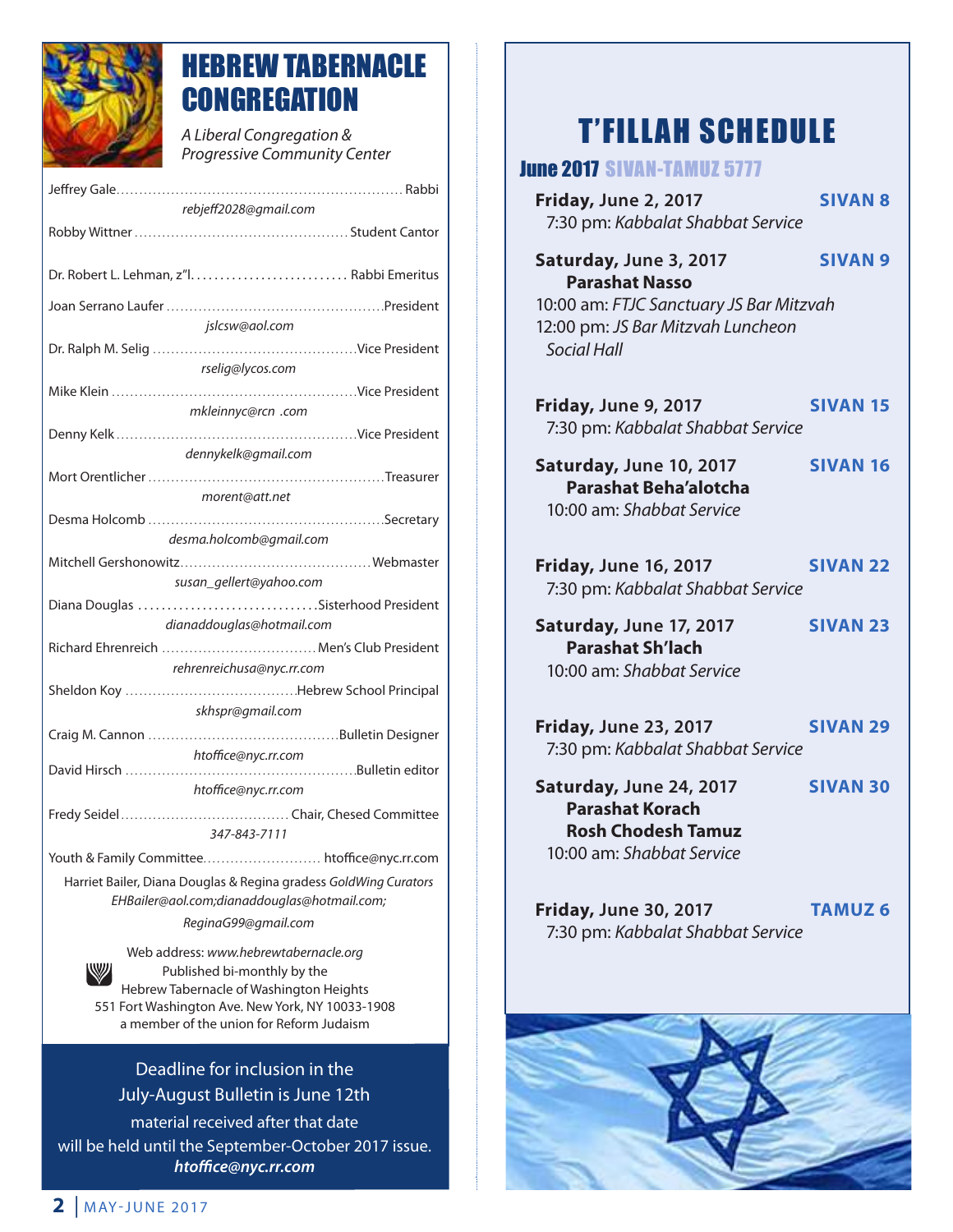# HEBREW TABERNACLE CONGREGATION

*A Liberal Congregation & Progressive Community Center*

Jeffrey Gale.............................................................. Rabbi
*rebjeff2028@gmail.com*

Robby Wittner .............................................. Student Cantor

Dr. Robert L. Lehman, z"l. .......................... Rabbi Emeritus

Joan Serrano Laufer ...............................................President
*jslcsw@aol.com*

Dr. Ralph M. Selig ............................................Vice President
*rselig@lycos.com*

Mike Klein ....................................................Vice President
*mkleinnyc@rcn .com*

Denny Kelk ...................................................Vice President
*dennykelk@gmail.com*

Mort Orentlicher ..................................................Treasurer
*morent@att.net*

Desma Holcomb ..................................................Secretary
*desma.holcomb@gmail.com*

Mitchell Gershonowitz.........................................Webmaster
*susan_gellert@yahoo.com*

Diana Douglas ..............................Sisterhood President
*dianaddouglas@hotmail.com*

Richard Ehrenreich ................................. Men's Club President
*rehrenreichusa@nyc.rr.com*

Sheldon Koy .....................................Hebrew School Principal
*skhspr@gmail.com*

Craig M. Cannon .........................................Bulletin Designer
*htoffice@nyc.rr.com*

David Hirsch .................................................Bulletin editor
*htoffice@nyc.rr.com*

Fredy Seidel.................................... Chair, Chesed Committee
*347-843-7111*

Youth & Family Committee.......................... htoffice@nyc.rr.com

Harriet Bailer, Diana Douglas & Regina gradess *GoldWing Curators*
*EHBailer@aol.com;dianaddouglas@hotmail.com;*
*ReginaG99@gmail.com*

Web address: *www.hebrewtabernacle.org*
Published bi-monthly by the
Hebrew Tabernacle of Washington Heights
551 Fort Washington Ave. New York, NY 10033-1908
a member of the union for Reform Judaism

Deadline for inclusion in the
July-August Bulletin is June 12th
material received after that date
will be held until the September-October 2017 issue.
***htoffice@nyc.rr.com***

# T'FILLAH SCHEDULE

## June 2017 SIVAN-TAMUZ 5777

**Friday, June 2, 2017** — **SIVAN 8**
7:30 pm: *Kabbalat Shabbat Service*

**Saturday, June 3, 2017** — **SIVAN 9**
**Parashat Nasso**
10:00 am: *FTJC Sanctuary JS Bar Mitzvah*
12:00 pm: *JS Bar Mitzvah Luncheon Social Hall*

**Friday, June 9, 2017** — **SIVAN 15**
7:30 pm: *Kabbalat Shabbat Service*

**Saturday, June 10, 2017** — **SIVAN 16**
**Parashat Beha'alotcha**
10:00 am: *Shabbat Service*

**Friday, June 16, 2017** — **SIVAN 22**
7:30 pm: *Kabbalat Shabbat Service*

**Saturday, June 17, 2017** — **SIVAN 23**
**Parashat Sh'lach**
10:00 am: *Shabbat Service*

**Friday, June 23, 2017** — **SIVAN 29**
7:30 pm: *Kabbalat Shabbat Service*

**Saturday, June 24, 2017** — **SIVAN 30**
**Parashat Korach**
**Rosh Chodesh Tamuz**
10:00 am: *Shabbat Service*

**Friday, June 30, 2017** — **TAMUZ 6**
7:30 pm: *Kabbalat Shabbat Service*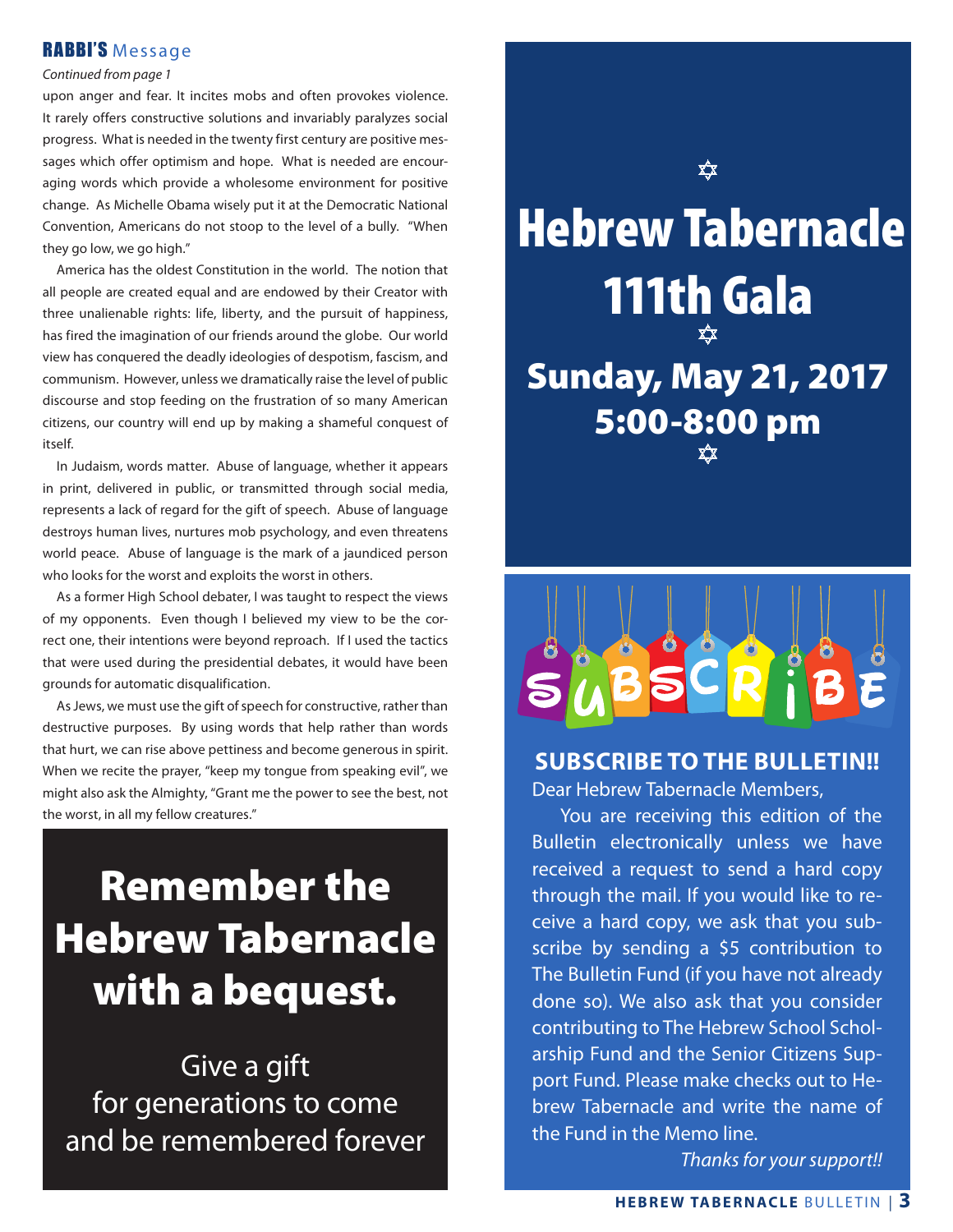## RABBI'S Message

*Continued from page 1*

upon anger and fear. It incites mobs and often provokes violence. It rarely offers constructive solutions and invariably paralyzes social progress. What is needed in the twenty first century are positive messages which offer optimism and hope. What is needed are encouraging words which provide a wholesome environment for positive change. As Michelle Obama wisely put it at the Democratic National Convention, Americans do not stoop to the level of a bully. "When they go low, we go high."

America has the oldest Constitution in the world. The notion that all people are created equal and are endowed by their Creator with three unalienable rights: life, liberty, and the pursuit of happiness, has fired the imagination of our friends around the globe. Our world view has conquered the deadly ideologies of despotism, fascism, and communism. However, unless we dramatically raise the level of public discourse and stop feeding on the frustration of so many American citizens, our country will end up by making a shameful conquest of itself.

In Judaism, words matter. Abuse of language, whether it appears in print, delivered in public, or transmitted through social media, represents a lack of regard for the gift of speech. Abuse of language destroys human lives, nurtures mob psychology, and even threatens world peace. Abuse of language is the mark of a jaundiced person who looks for the worst and exploits the worst in others.

As a former High School debater, I was taught to respect the views of my opponents. Even though I believed my view to be the correct one, their intentions were beyond reproach. If I used the tactics that were used during the presidential debates, it would have been grounds for automatic disqualification.

As Jews, we must use the gift of speech for constructive, rather than destructive purposes. By using words that help rather than words that hurt, we can rise above pettiness and become generous in spirit. When we recite the prayer, "keep my tongue from speaking evil", we might also ask the Almighty, "Grant me the power to see the best, not the worst, in all my fellow creatures."

# Remember the Hebrew Tabernacle with a bequest.

Give a gift
for generations to come
and be remembered forever

# Hebrew Tabernacle 111th Gala

## Sunday, May 21, 2017
## 5:00-8:00 pm

SUBSCRIBE

## SUBSCRIBE TO THE BULLETIN!!

Dear Hebrew Tabernacle Members,

You are receiving this edition of the Bulletin electronically unless we have received a request to send a hard copy through the mail. If you would like to receive a hard copy, we ask that you subscribe by sending a $5 contribution to The Bulletin Fund (if you have not already done so). We also ask that you consider contributing to The Hebrew School Scholarship Fund and the Senior Citizens Support Fund. Please make checks out to Hebrew Tabernacle and write the name of the Fund in the Memo line.

*Thanks for your support!!*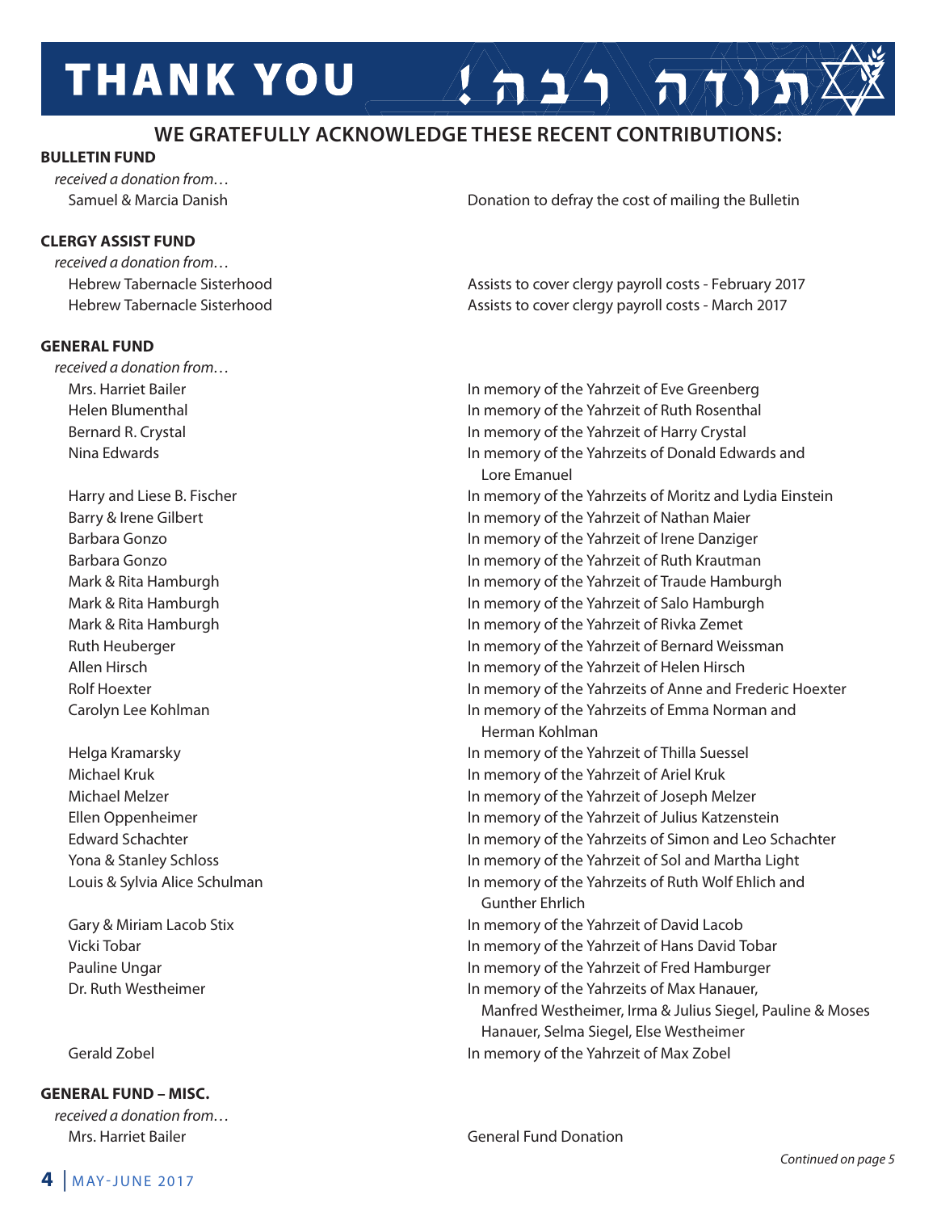# THANK YOU תודה רבה!

## WE GRATEFULLY ACKNOWLEDGE THESE RECENT CONTRIBUTIONS:

**BULLETIN FUND**

*received a donation from…*

| Donor | Note |
|---|---|
| Samuel & Marcia Danish | Donation to defray the cost of mailing the Bulletin |

**CLERGY ASSIST FUND**

*received a donation from…*

| Donor | Note |
|---|---|
| Hebrew Tabernacle Sisterhood | Assists to cover clergy payroll costs - February 2017 |
| Hebrew Tabernacle Sisterhood | Assists to cover clergy payroll costs - March 2017 |

**GENERAL FUND**

*received a donation from…*

| Donor | Note |
|---|---|
| Mrs. Harriet Bailer | In memory of the Yahrzeit of Eve Greenberg |
| Helen Blumenthal | In memory of the Yahrzeit of Ruth Rosenthal |
| Bernard R. Crystal | In memory of the Yahrzeit of Harry Crystal |
| Nina Edwards | In memory of the Yahrzeits of Donald Edwards and Lore Emanuel |
| Harry and Liese B. Fischer | In memory of the Yahrzeits of Moritz and Lydia Einstein |
| Barry & Irene Gilbert | In memory of the Yahrzeit of Nathan Maier |
| Barbara Gonzo | In memory of the Yahrzeit of Irene Danziger |
| Barbara Gonzo | In memory of the Yahrzeit of Ruth Krautman |
| Mark & Rita Hamburgh | In memory of the Yahrzeit of Traude Hamburgh |
| Mark & Rita Hamburgh | In memory of the Yahrzeit of Salo Hamburgh |
| Mark & Rita Hamburgh | In memory of the Yahrzeit of Rivka Zemet |
| Ruth Heuberger | In memory of the Yahrzeit of Bernard Weissman |
| Allen Hirsch | In memory of the Yahrzeit of Helen Hirsch |
| Rolf Hoexter | In memory of the Yahrzeits of Anne and Frederic Hoexter |
| Carolyn Lee Kohlman | In memory of the Yahrzeits of Emma Norman and Herman Kohlman |
| Helga Kramarsky | In memory of the Yahrzeit of Thilla Suessel |
| Michael Kruk | In memory of the Yahrzeit of Ariel Kruk |
| Michael Melzer | In memory of the Yahrzeit of Joseph Melzer |
| Ellen Oppenheimer | In memory of the Yahrzeit of Julius Katzenstein |
| Edward Schachter | In memory of the Yahrzeits of Simon and Leo Schachter |
| Yona & Stanley Schloss | In memory of the Yahrzeit of Sol and Martha Light |
| Louis & Sylvia Alice Schulman | In memory of the Yahrzeits of Ruth Wolf Ehlich and Gunther Ehrlich |
| Gary & Miriam Lacob Stix | In memory of the Yahrzeit of David Lacob |
| Vicki Tobar | In memory of the Yahrzeit of Hans David Tobar |
| Pauline Ungar | In memory of the Yahrzeit of Fred Hamburger |
| Dr. Ruth Westheimer | In memory of the Yahrzeits of Max Hanauer, Manfred Westheimer, Irma & Julius Siegel, Pauline & Moses Hanauer, Selma Siegel, Else Westheimer |
| Gerald Zobel | In memory of the Yahrzeit of Max Zobel |

**GENERAL FUND – MISC.**

*received a donation from…*

| Donor | Note |
|---|---|
| Mrs. Harriet Bailer | General Fund Donation |

*Continued on page 5*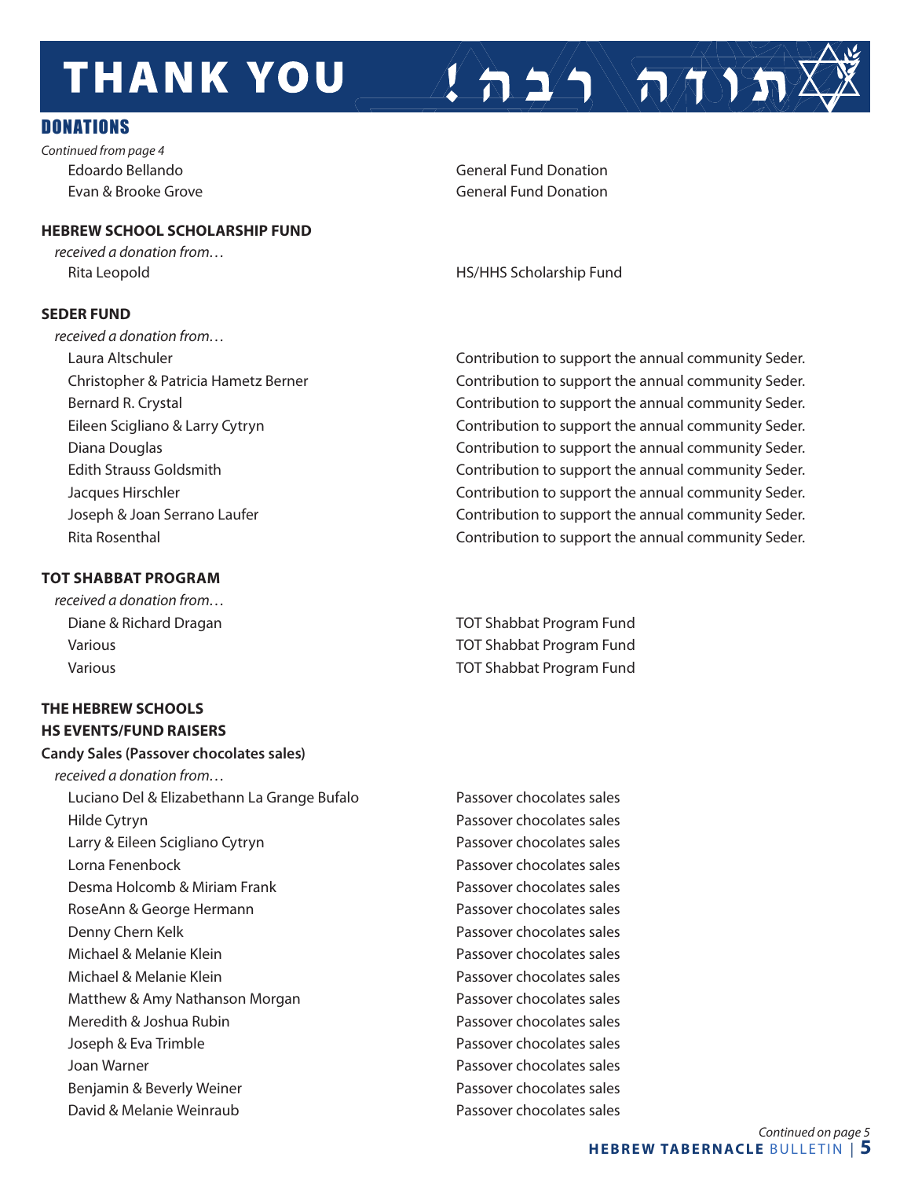# THANK YOU תודה רבה!

## DONATIONS

*Continued from page 4*

| | |
|---|---|
| Edoardo Bellando | General Fund Donation |
| Evan & Brooke Grove | General Fund Donation |

**HEBREW SCHOOL SCHOLARSHIP FUND**

*received a donation from…*

| | |
|---|---|
| Rita Leopold | HS/HHS Scholarship Fund |

**SEDER FUND**

*received a donation from…*

| | |
|---|---|
| Laura Altschuler | Contribution to support the annual community Seder. |
| Christopher & Patricia Hametz Berner | Contribution to support the annual community Seder. |
| Bernard R. Crystal | Contribution to support the annual community Seder. |
| Eileen Scigliano & Larry Cytryn | Contribution to support the annual community Seder. |
| Diana Douglas | Contribution to support the annual community Seder. |
| Edith Strauss Goldsmith | Contribution to support the annual community Seder. |
| Jacques Hirschler | Contribution to support the annual community Seder. |
| Joseph & Joan Serrano Laufer | Contribution to support the annual community Seder. |
| Rita Rosenthal | Contribution to support the annual community Seder. |

**TOT SHABBAT PROGRAM**

*received a donation from…*

| | |
|---|---|
| Diane & Richard Dragan | TOT Shabbat Program Fund |
| Various | TOT Shabbat Program Fund |
| Various | TOT Shabbat Program Fund |

**THE HEBREW SCHOOLS**

**HS EVENTS/FUND RAISERS**

**Candy Sales (Passover chocolates sales)**

*received a donation from…*

| | |
|---|---|
| Luciano Del & Elizabethann La Grange Bufalo | Passover chocolates sales |
| Hilde Cytryn | Passover chocolates sales |
| Larry & Eileen Scigliano Cytryn | Passover chocolates sales |
| Lorna Fenenbock | Passover chocolates sales |
| Desma Holcomb & Miriam Frank | Passover chocolates sales |
| RoseAnn & George Hermann | Passover chocolates sales |
| Denny Chern Kelk | Passover chocolates sales |
| Michael & Melanie Klein | Passover chocolates sales |
| Michael & Melanie Klein | Passover chocolates sales |
| Matthew & Amy Nathanson Morgan | Passover chocolates sales |
| Meredith & Joshua Rubin | Passover chocolates sales |
| Joseph & Eva Trimble | Passover chocolates sales |
| Joan Warner | Passover chocolates sales |
| Benjamin & Beverly Weiner | Passover chocolates sales |
| David & Melanie Weinraub | Passover chocolates sales |

*Continued on page 5*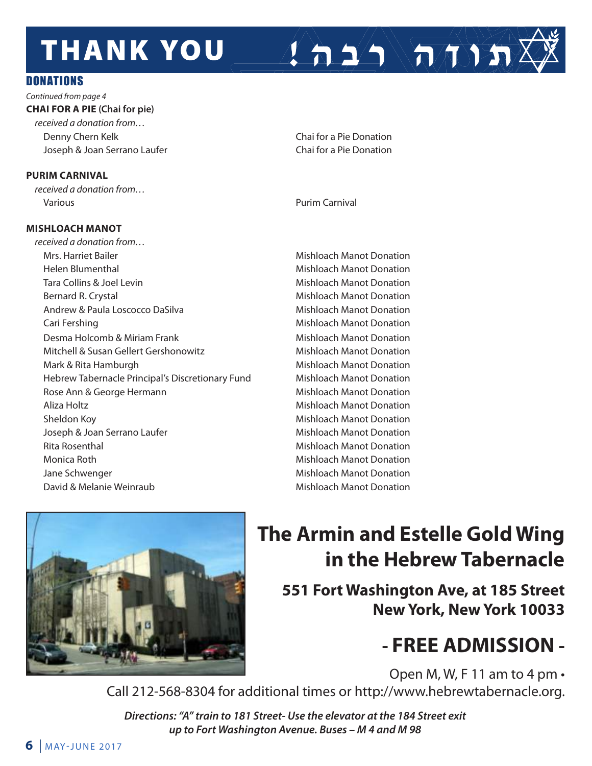# THANK YOU תודה רבה!

## DONATIONS

*Continued from page 4*

**CHAI FOR A PIE (Chai for pie)**

*received a donation from…*

| | |
|---|---|
| Denny Chern Kelk | Chai for a Pie Donation |
| Joseph & Joan Serrano Laufer | Chai for a Pie Donation |

**PURIM CARNIVAL**

*received a donation from…*

| | |
|---|---|
| Various | Purim Carnival |

**MISHLOACH MANOT**

*received a donation from…*

| | |
|---|---|
| Mrs. Harriet Bailer | Mishloach Manot Donation |
| Helen Blumenthal | Mishloach Manot Donation |
| Tara Collins & Joel Levin | Mishloach Manot Donation |
| Bernard R. Crystal | Mishloach Manot Donation |
| Andrew & Paula Loscocco DaSilva | Mishloach Manot Donation |
| Cari Fershing | Mishloach Manot Donation |
| Desma Holcomb & Miriam Frank | Mishloach Manot Donation |
| Mitchell & Susan Gellert Gershonowitz | Mishloach Manot Donation |
| Mark & Rita Hamburgh | Mishloach Manot Donation |
| Hebrew Tabernacle Principal's Discretionary Fund | Mishloach Manot Donation |
| Rose Ann & George Hermann | Mishloach Manot Donation |
| Aliza Holtz | Mishloach Manot Donation |
| Sheldon Koy | Mishloach Manot Donation |
| Joseph & Joan Serrano Laufer | Mishloach Manot Donation |
| Rita Rosenthal | Mishloach Manot Donation |
| Monica Roth | Mishloach Manot Donation |
| Jane Schwenger | Mishloach Manot Donation |
| David & Melanie Weinraub | Mishloach Manot Donation |

## The Armin and Estelle Gold Wing in the Hebrew Tabernacle

**551 Fort Washington Ave, at 185 Street**
**New York, New York 10033**

## - FREE ADMISSION -

Open M, W, F 11 am to 4 pm •
Call 212-568-8304 for additional times or http://www.hebrewtabernacle.org.

***Directions: "A" train to 181 Street- Use the elevator at the 184 Street exit up to Fort Washington Avenue. Buses – M 4 and M 98***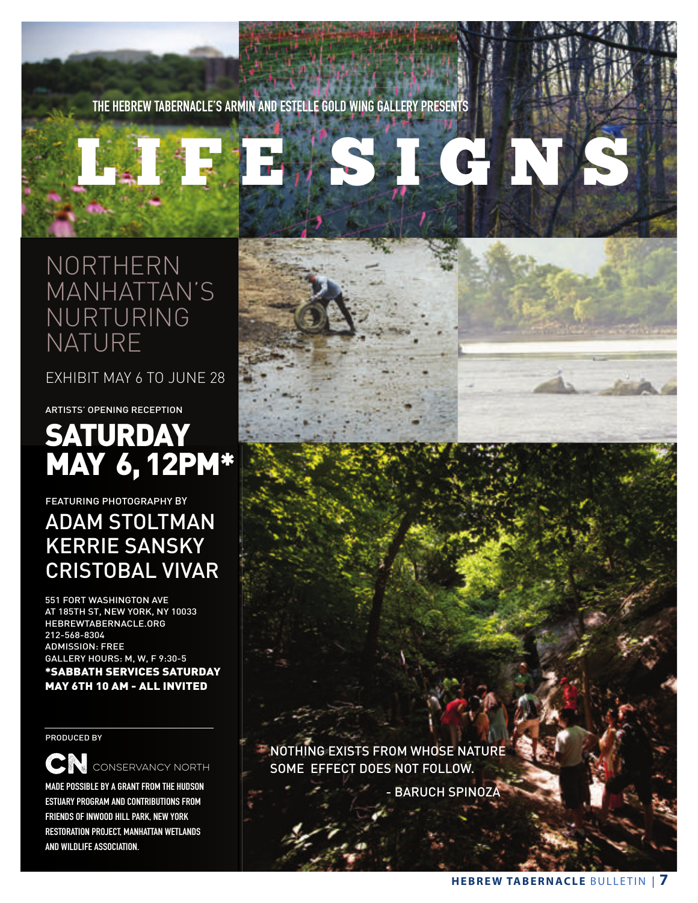THE HEBREW TABERNACLE'S ARMIN AND ESTELLE GOLD WING GALLERY PRESENTS

# LIFE SIGNS

## NORTHERN MANHATTAN'S NURTURING NATURE

EXHIBIT MAY 6 TO JUNE 28

ARTISTS' OPENING RECEPTION

## SATURDAY MAY 6, 12PM*

FEATURING PHOTOGRAPHY BY

### ADAM STOLTMAN
### KERRIE SANSKY
### CRISTOBAL VIVAR

551 FORT WASHINGTON AVE
AT 185TH ST, NEW YORK, NY 10033
HEBREWTABERNACLE.ORG
212-568-8304
ADMISSION: FREE
GALLERY HOURS: M, W, F 9:30-5

**\*SABBATH SERVICES SATURDAY MAY 6TH 10 AM - ALL INVITED**

PRODUCED BY

CN CONSERVANCY NORTH

**MADE POSSIBLE BY A GRANT FROM THE HUDSON ESTUARY PROGRAM AND CONTRIBUTIONS FROM FRIENDS OF INWOOD HILL PARK, NEW YORK RESTORATION PROJECT, MANHATTAN WETLANDS AND WILDLIFE ASSOCIATION.**

NOTHING EXISTS FROM WHOSE NATURE SOME EFFECT DOES NOT FOLLOW.

- BARUCH SPINOZA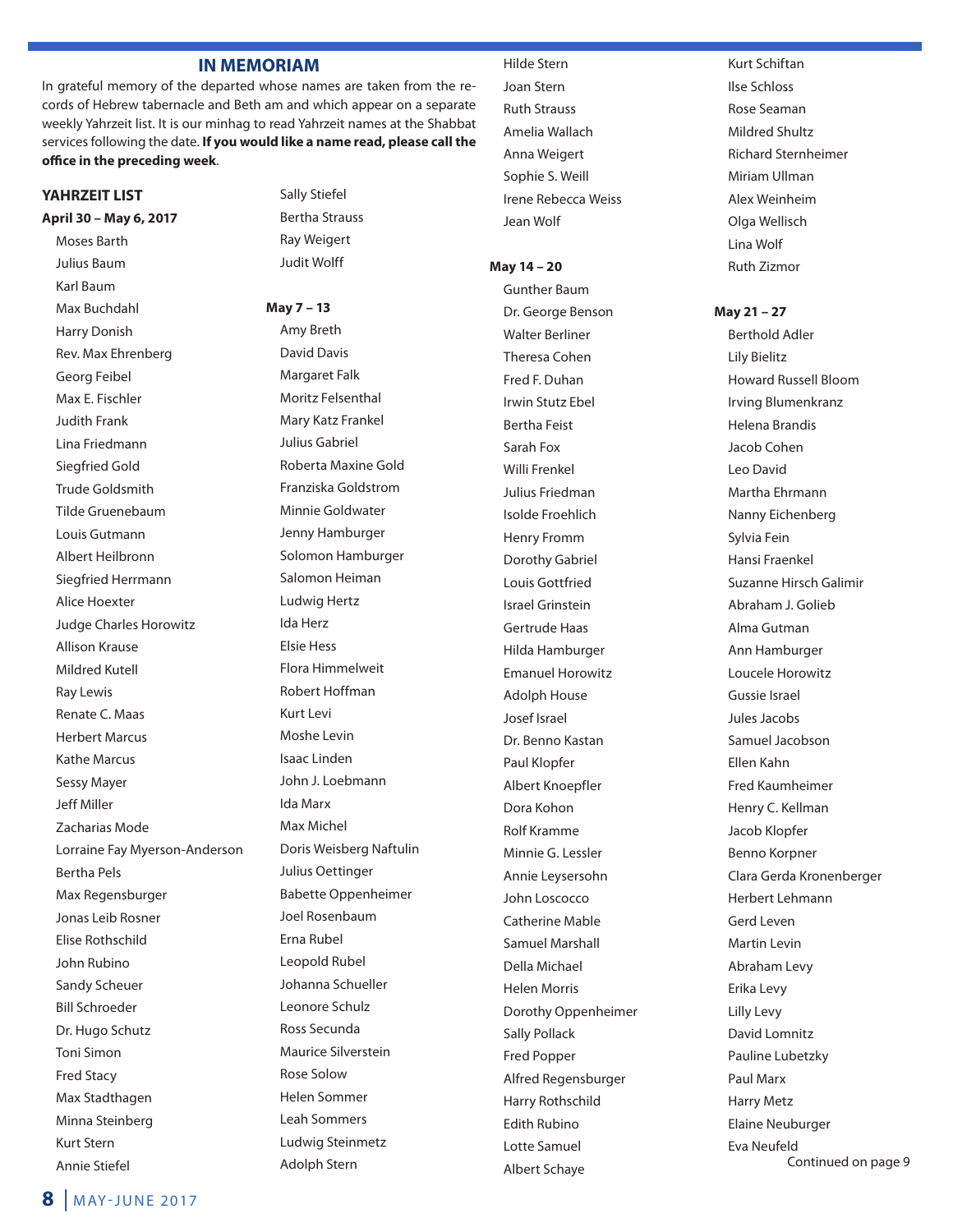## IN MEMORIAM

In grateful memory of the departed whose names are taken from the records of Hebrew tabernacle and Beth am and which appear on a separate weekly Yahrzeit list. It is our minhag to read Yahrzeit names at the Shabbat services following the date. **If you would like a name read, please call the office in the preceding week**.

### YAHRZEIT LIST

**April 30 – May 6, 2017**

Moses Barth
Julius Baum
Karl Baum
Max Buchdahl
Harry Donish
Rev. Max Ehrenberg
Georg Feibel
Max E. Fischler
Judith Frank
Lina Friedmann
Siegfried Gold
Trude Goldsmith
Tilde Gruenebaum
Louis Gutmann
Albert Heilbronn
Siegfried Herrmann
Alice Hoexter
Judge Charles Horowitz
Allison Krause
Mildred Kutell
Ray Lewis
Renate C. Maas
Herbert Marcus
Kathe Marcus
Sessy Mayer
Jeff Miller
Zacharias Mode
Lorraine Fay Myerson-Anderson
Bertha Pels
Max Regensburger
Jonas Leib Rosner
Elise Rothschild
John Rubino
Sandy Scheuer
Bill Schroeder
Dr. Hugo Schutz
Toni Simon
Fred Stacy
Max Stadthagen
Minna Steinberg
Kurt Stern
Annie Stiefel
Sally Stiefel
Bertha Strauss
Ray Weigert
Judit Wolff

**May 7 – 13**

Amy Breth
David Davis
Margaret Falk
Moritz Felsenthal
Mary Katz Frankel
Julius Gabriel
Roberta Maxine Gold
Franziska Goldstrom
Minnie Goldwater
Jenny Hamburger
Solomon Hamburger
Salomon Heiman
Ludwig Hertz
Ida Herz
Elsie Hess
Flora Himmelweit
Robert Hoffman
Kurt Levi
Moshe Levin
Isaac Linden
John J. Loebmann
Ida Marx
Max Michel
Doris Weisberg Naftulin
Julius Oettinger
Babette Oppenheimer
Joel Rosenbaum
Erna Rubel
Leopold Rubel
Johanna Schueller
Leonore Schulz
Ross Secunda
Maurice Silverstein
Rose Solow
Helen Sommer
Leah Sommers
Ludwig Steinmetz
Adolph Stern
Hilde Stern
Joan Stern
Ruth Strauss
Amelia Wallach
Anna Weigert
Sophie S. Weill
Irene Rebecca Weiss
Jean Wolf

**May 14 – 20**

Gunther Baum
Dr. George Benson
Walter Berliner
Theresa Cohen
Fred F. Duhan
Irwin Stutz Ebel
Bertha Feist
Sarah Fox
Willi Frenkel
Julius Friedman
Isolde Froehlich
Henry Fromm
Dorothy Gabriel
Louis Gottfried
Israel Grinstein
Gertrude Haas
Hilda Hamburger
Emanuel Horowitz
Adolph House
Josef Israel
Dr. Benno Kastan
Paul Klopfer
Albert Knoepfler
Dora Kohon
Rolf Kramme
Minnie G. Lessler
Annie Leysersohn
John Loscocco
Catherine Mable
Samuel Marshall
Della Michael
Helen Morris
Dorothy Oppenheimer
Sally Pollack
Fred Popper
Alfred Regensburger
Harry Rothschild
Edith Rubino
Lotte Samuel
Albert Schaye
Kurt Schiftan
Ilse Schloss
Rose Seaman
Mildred Shultz
Richard Sternheimer
Miriam Ullman
Alex Weinheim
Olga Wellisch
Lina Wolf
Ruth Zizmor

**May 21 – 27**

Berthold Adler
Lily Bielitz
Howard Russell Bloom
Irving Blumenkranz
Helena Brandis
Jacob Cohen
Leo David
Martha Ehrmann
Nanny Eichenberg
Sylvia Fein
Hansi Fraenkel
Suzanne Hirsch Galimir
Abraham J. Golieb
Alma Gutman
Ann Hamburger
Loucele Horowitz
Gussie Israel
Jules Jacobs
Samuel Jacobson
Ellen Kahn
Fred Kaumheimer
Henry C. Kellman
Jacob Klopfer
Benno Korpner
Clara Gerda Kronenberger
Herbert Lehmann
Gerd Leven
Martin Levin
Abraham Levy
Erika Levy
Lilly Levy
David Lomnitz
Pauline Lubetzky
Paul Marx
Harry Metz
Elaine Neuburger
Eva Neufeld

Continued on page 9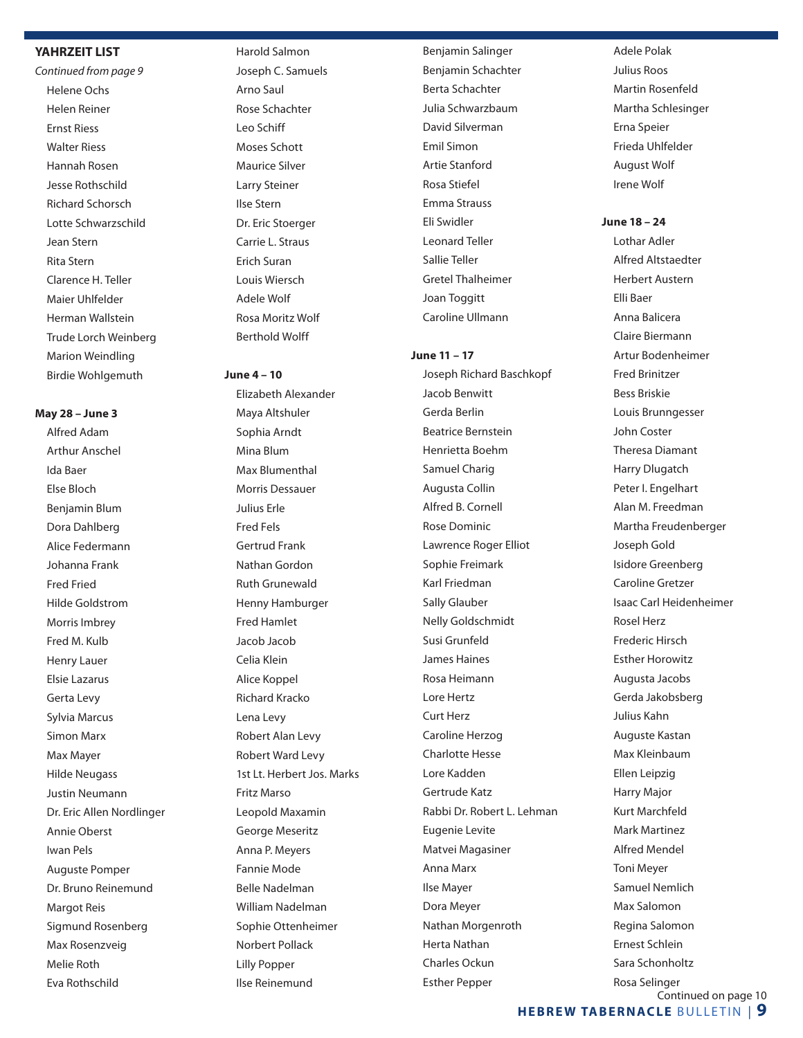## YAHRZEIT LIST

*Continued from page 9*

Helene Ochs
Helen Reiner
Ernst Riess
Walter Riess
Hannah Rosen
Jesse Rothschild
Richard Schorsch
Lotte Schwarzschild
Jean Stern
Rita Stern
Clarence H. Teller
Maier Uhlfelder
Herman Wallstein
Trude Lorch Weinberg
Marion Weindling
Birdie Wohlgemuth

**May 28 – June 3**

Alfred Adam
Arthur Anschel
Ida Baer
Else Bloch
Benjamin Blum
Dora Dahlberg
Alice Federmann
Johanna Frank
Fred Fried
Hilde Goldstrom
Morris Imbrey
Fred M. Kulb
Henry Lauer
Elsie Lazarus
Gerta Levy
Sylvia Marcus
Simon Marx
Max Mayer
Hilde Neugass
Justin Neumann
Dr. Eric Allen Nordlinger
Annie Oberst
Iwan Pels
Auguste Pomper
Dr. Bruno Reinemund
Margot Reis
Sigmund Rosenberg
Max Rosenzveig
Melie Roth
Eva Rothschild
Harold Salmon
Joseph C. Samuels
Arno Saul
Rose Schachter
Leo Schiff
Moses Schott
Maurice Silver
Larry Steiner
Ilse Stern
Dr. Eric Stoerger
Carrie L. Straus
Erich Suran
Louis Wiersch
Adele Wolf
Rosa Moritz Wolf
Berthold Wolff

**June 4 – 10**

Elizabeth Alexander
Maya Altshuler
Sophia Arndt
Mina Blum
Max Blumenthal
Morris Dessauer
Julius Erle
Fred Fels
Gertrud Frank
Nathan Gordon
Ruth Grunewald
Henny Hamburger
Fred Hamlet
Jacob Jacob
Celia Klein
Alice Koppel
Richard Kracko
Lena Levy
Robert Alan Levy
Robert Ward Levy
1st Lt. Herbert Jos. Marks
Fritz Marso
Leopold Maxamin
George Meseritz
Anna P. Meyers
Fannie Mode
Belle Nadelman
William Nadelman
Sophie Ottenheimer
Norbert Pollack
Lilly Popper
Ilse Reinemund
Benjamin Salinger
Benjamin Schachter
Berta Schachter
Julia Schwarzbaum
David Silverman
Emil Simon
Artie Stanford
Rosa Stiefel
Emma Strauss
Eli Swidler
Leonard Teller
Sallie Teller
Gretel Thalheimer
Joan Toggitt
Caroline Ullmann

**June 11 – 17**

Joseph Richard Baschkopf
Jacob Benwitt
Gerda Berlin
Beatrice Bernstein
Henrietta Boehm
Samuel Charig
Augusta Collin
Alfred B. Cornell
Rose Dominic
Lawrence Roger Elliot
Sophie Freimark
Karl Friedman
Sally Glauber
Nelly Goldschmidt
Susi Grunfeld
James Haines
Rosa Heimann
Lore Hertz
Curt Herz
Caroline Herzog
Charlotte Hesse
Lore Kadden
Gertrude Katz
Rabbi Dr. Robert L. Lehman
Eugenie Levite
Matvei Magasiner
Anna Marx
Ilse Mayer
Dora Meyer
Nathan Morgenroth
Herta Nathan
Charles Ockun
Esther Pepper
Adele Polak
Julius Roos
Martin Rosenfeld
Martha Schlesinger
Erna Speier
Frieda Uhlfelder
August Wolf
Irene Wolf

**June 18 – 24**

Lothar Adler
Alfred Altstaedter
Herbert Austern
Elli Baer
Anna Balicera
Claire Biermann
Artur Bodenheimer
Fred Brinitzer
Bess Briskie
Louis Brunngesser
John Coster
Theresa Diamant
Harry Dlugatch
Peter I. Engelhart
Alan M. Freedman
Martha Freudenberger
Joseph Gold
Isidore Greenberg
Caroline Gretzer
Isaac Carl Heidenheimer
Rosel Herz
Frederic Hirsch
Esther Horowitz
Augusta Jacobs
Gerda Jakobsberg
Julius Kahn
Auguste Kastan
Max Kleinbaum
Ellen Leipzig
Harry Major
Kurt Marchfeld
Mark Martinez
Alfred Mendel
Toni Meyer
Samuel Nemlich
Max Salomon
Regina Salomon
Ernest Schlein
Sara Schonholtz
Rosa Selinger

Continued on page 10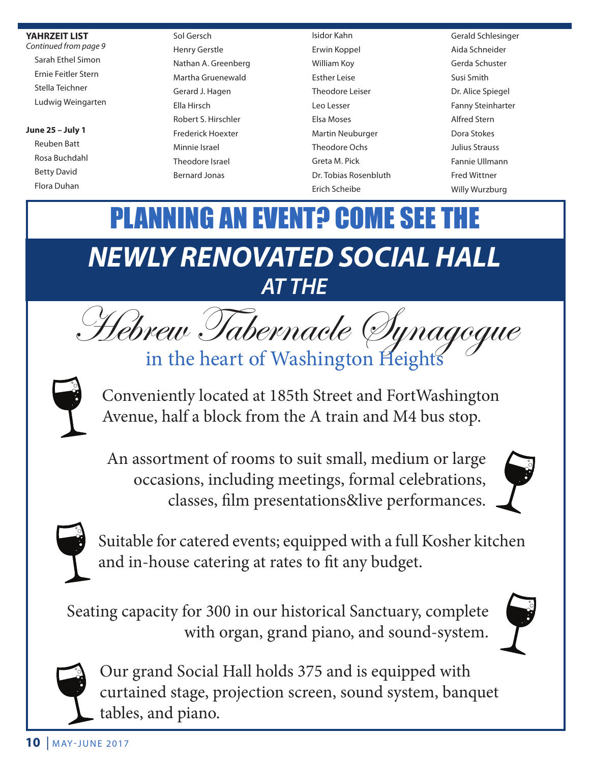**YAHRZEIT LIST**
*Continued from page 9*

- Sarah Ethel Simon
- Ernie Feitler Stern
- Stella Teichner
- Ludwig Weingarten

**June 25 – July 1**

- Reuben Batt
- Rosa Buchdahl
- Betty David
- Flora Duhan
- Sol Gersch
- Henry Gerstle
- Nathan A. Greenberg
- Martha Gruenewald
- Gerard J. Hagen
- Ella Hirsch
- Robert S. Hirschler
- Frederick Hoexter
- Minnie Israel
- Theodore Israel
- Bernard Jonas
- Isidor Kahn
- Erwin Koppel
- William Koy
- Esther Leise
- Theodore Leiser
- Leo Lesser
- Elsa Moses
- Martin Neuburger
- Theodore Ochs
- Greta M. Pick
- Dr. Tobias Rosenbluth
- Erich Scheibe
- Gerald Schlesinger
- Aida Schneider
- Gerda Schuster
- Susi Smith
- Dr. Alice Spiegel
- Fanny Steinharter
- Alfred Stern
- Dora Stokes
- Julius Strauss
- Fannie Ullmann
- Fred Wittner
- Willy Wurzburg

# PLANNING AN EVENT? COME SEE THE

## *NEWLY RENOVATED SOCIAL HALL AT THE*

## Hebrew Tabernacle Synagogue

in the heart of Washington Heights

Conveniently located at 185th Street and FortWashington Avenue, half a block from the A train and M4 bus stop.

An assortment of rooms to suit small, medium or large occasions, including meetings, formal celebrations, classes, film presentations&live performances.

Suitable for catered events; equipped with a full Kosher kitchen and in-house catering at rates to fit any budget.

Seating capacity for 300 in our historical Sanctuary, complete with organ, grand piano, and sound-system.

Our grand Social Hall holds 375 and is equipped with curtained stage, projection screen, sound system, banquet tables, and piano.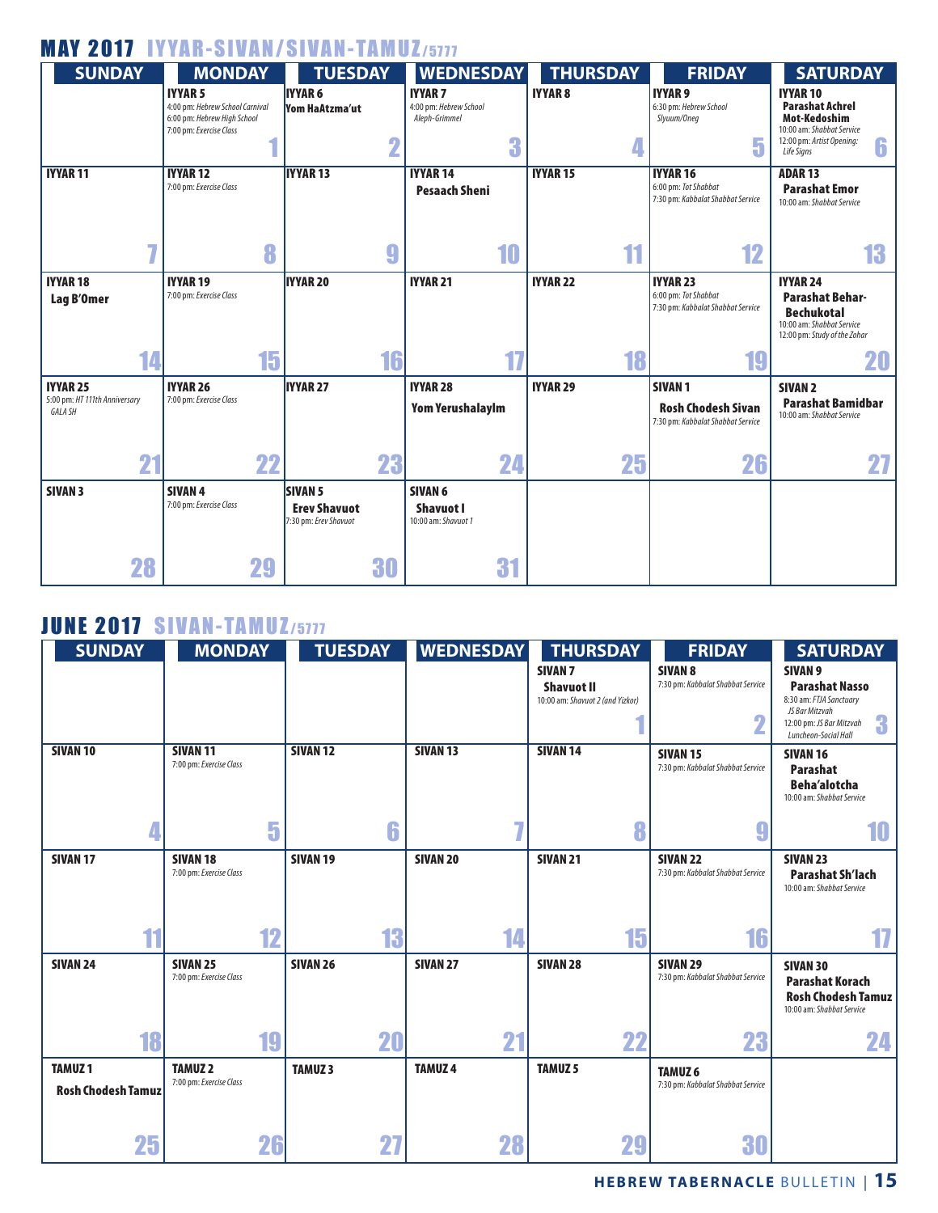## MAY 2017 IYYAR-SIVAN/SIVAN-TAMUZ/5777

| SUNDAY | MONDAY | TUESDAY | WEDNESDAY | THURSDAY | FRIDAY | SATURDAY |
|---|---|---|---|---|---|---|
| | **IYYAR 5** 4:00 pm: *Hebrew School Carnival* 6:00 pm: *Hebrew High School* 7:00 pm: *Exercise Class* 1 | **IYYAR 6** **Yom HaAtzma'ut** 2 | **IYYAR 7** 4:00 pm: *Hebrew School Aleph-Grimmel* 3 | **IYYAR 8** 4 | **IYYAR 9** 6:30 pm: *Hebrew School Siyuum/Oneg* 5 | **IYYAR 10** **Parashat Achrel Mot-Kedoshim** 10:00 am: *Shabbat Service* 12:00 pm: *Artist Opening: Life Signs* 6 |
| **IYYAR 11** 7 | **IYYAR 12** 7:00 pm: *Exercise Class* 8 | **IYYAR 13** 9 | **IYYAR 14** **Pesaach Sheni** 10 | **IYYAR 15** 11 | **IYYAR 16** 6:00 pm: *Tot Shabbat* 7:30 pm: *Kabbalat Shabbat Service* 12 | **ADAR 13** **Parashat Emor** 10:00 am: *Shabbat Service* 13 |
| **IYYAR 18** **Lag B'Omer** 14 | **IYYAR 19** 7:00 pm: *Exercise Class* 15 | **IYYAR 20** 16 | **IYYAR 21** 17 | **IYYAR 22** 18 | **IYYAR 23** 6:00 pm: *Tot Shabbat* 7:30 pm: *Kabbalat Shabbat Service* 19 | **IYYAR 24** **Parashat Behar-Bechukotal** 10:00 am: *Shabbat Service* 12:00 pm: *Study of the Zohar* 20 |
| **IYYAR 25** 5:00 pm: *HT 111th Anniversary GALA SH* 21 | **IYYAR 26** 7:00 pm: *Exercise Class* 22 | **IYYAR 27** 23 | **IYYAR 28** **Yom Yerushalayim** 24 | **IYYAR 29** 25 | **SIVAN 1** **Rosh Chodesh Sivan** 7:30 pm: *Kabbalat Shabbat Service* 26 | **SIVAN 2** **Parashat Bamidbar** 10:00 am: *Shabbat Service* 27 |
| **SIVAN 3** 28 | **SIVAN 4** 7:00 pm: *Exercise Class* 29 | **SIVAN 5** **Erev Shavuot** 7:30 pm: *Erev Shavuot* 30 | **SIVAN 6** **Shavuot I** 10:00 am: *Shavuot 1* 31 | | | |

## JUNE 2017 SIVAN-TAMUZ/5777

| SUNDAY | MONDAY | TUESDAY | WEDNESDAY | THURSDAY | FRIDAY | SATURDAY |
|---|---|---|---|---|---|---|
| | | | | **SIVAN 7** **Shavuot II** 10:00 am: *Shavuot 2 (and Yizkor)* 1 | **SIVAN 8** 7:30 pm: *Kabbalat Shabbat Service* 2 | **SIVAN 9** **Parashat Nasso** 8:30 am: *FTJA Sanctuary JS Bar Mitzvah* 12:00 pm: *JS Bar Mitzvah Luncheon-Social Hall* 3 |
| **SIVAN 10** 4 | **SIVAN 11** 7:00 pm: *Exercise Class* 5 | **SIVAN 12** 6 | **SIVAN 13** 7 | **SIVAN 14** 8 | **SIVAN 15** 7:30 pm: *Kabbalat Shabbat Service* 9 | **SIVAN 16** **Parashat Beha'alotcha** 10:00 am: *Shabbat Service* 10 |
| **SIVAN 17** 11 | **SIVAN 18** 7:00 pm: *Exercise Class* 12 | **SIVAN 19** 13 | **SIVAN 20** 14 | **SIVAN 21** 15 | **SIVAN 22** 7:30 pm: *Kabbalat Shabbat Service* 16 | **SIVAN 23** **Parashat Sh'lach** 10:00 am: *Shabbat Service* 17 |
| **SIVAN 24** 18 | **SIVAN 25** 7:00 pm: *Exercise Class* 19 | **SIVAN 26** 20 | **SIVAN 27** 21 | **SIVAN 28** 22 | **SIVAN 29** 7:30 pm: *Kabbalat Shabbat Service* 23 | **SIVAN 30** **Parashat Korach** **Rosh Chodesh Tamuz** 10:00 am: *Shabbat Service* 24 |
| **TAMUZ 1** **Rosh Chodesh Tamuz** 25 | **TAMUZ 2** 7:00 pm: *Exercise Class* 26 | **TAMUZ 3** 27 | **TAMUZ 4** 28 | **TAMUZ 5** 29 | **TAMUZ 6** 7:30 pm: *Kabbalat Shabbat Service* 30 | |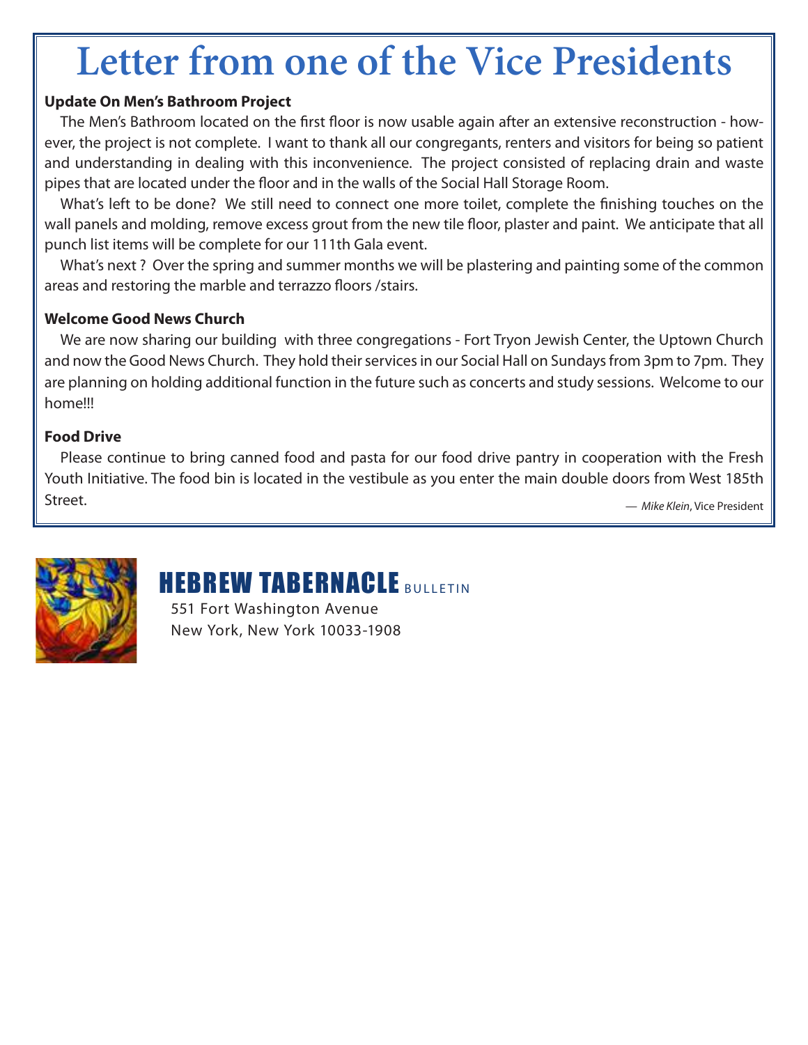# Letter from one of the Vice Presidents

**Update On Men's Bathroom Project**

The Men's Bathroom located on the first floor is now usable again after an extensive reconstruction - however, the project is not complete. I want to thank all our congregants, renters and visitors for being so patient and understanding in dealing with this inconvenience. The project consisted of replacing drain and waste pipes that are located under the floor and in the walls of the Social Hall Storage Room.

What's left to be done? We still need to connect one more toilet, complete the finishing touches on the wall panels and molding, remove excess grout from the new tile floor, plaster and paint. We anticipate that all punch list items will be complete for our 111th Gala event.

What's next ? Over the spring and summer months we will be plastering and painting some of the common areas and restoring the marble and terrazzo floors /stairs.

**Welcome Good News Church**

We are now sharing our building with three congregations - Fort Tryon Jewish Center, the Uptown Church and now the Good News Church. They hold their services in our Social Hall on Sundays from 3pm to 7pm. They are planning on holding additional function in the future such as concerts and study sessions. Welcome to our home!!!

**Food Drive**

Please continue to bring canned food and pasta for our food drive pantry in cooperation with the Fresh Youth Initiative. The food bin is located in the vestibule as you enter the main double doors from West 185th Street.

— *Mike Klein*, Vice President

**HEBREW TABERNACLE** BULLETIN

551 Fort Washington Avenue
New York, New York 10033-1908